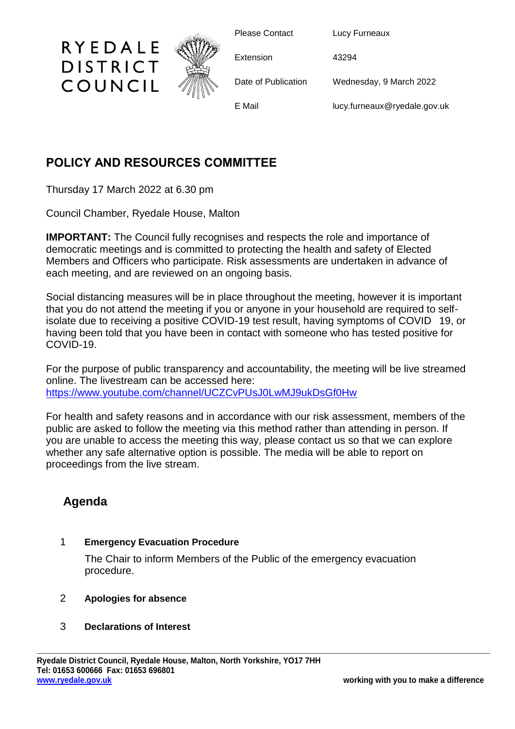RYEDALE DISTRICT COUNCIL

| | |
|---|---|
| Please Contact | Lucy Furneaux |
| Extension | 43294 |
| Date of Publication | Wednesday, 9 March 2022 |
| E Mail | lucy.furneaux@ryedale.gov.uk |

# POLICY AND RESOURCES COMMITTEE

Thursday 17 March 2022 at 6.30 pm

Council Chamber, Ryedale House, Malton

**IMPORTANT:** The Council fully recognises and respects the role and importance of democratic meetings and is committed to protecting the health and safety of Elected Members and Officers who participate. Risk assessments are undertaken in advance of each meeting, and are reviewed on an ongoing basis.

Social distancing measures will be in place throughout the meeting, however it is important that you do not attend the meeting if you or anyone in your household are required to self-isolate due to receiving a positive COVID-19 test result, having symptoms of COVID 19, or having been told that you have been in contact with someone who has tested positive for COVID-19.

For the purpose of public transparency and accountability, the meeting will be live streamed online. The livestream can be accessed here:
https://www.youtube.com/channel/UCZCvPUsJ0LwMJ9ukDsGf0Hw

For health and safety reasons and in accordance with our risk assessment, members of the public are asked to follow the meeting via this method rather than attending in person. If you are unable to access the meeting this way, please contact us so that we can explore whether any safe alternative option is possible. The media will be able to report on proceedings from the live stream.

## Agenda

1 **Emergency Evacuation Procedure**

The Chair to inform Members of the Public of the emergency evacuation procedure.

2 **Apologies for absence**

3 **Declarations of Interest**

**Ryedale District Council, Ryedale House, Malton, North Yorkshire, YO17 7HH**
**Tel: 01653 600666 Fax: 01653 696801**
**www.ryedale.gov.uk**

**working with you to make a difference**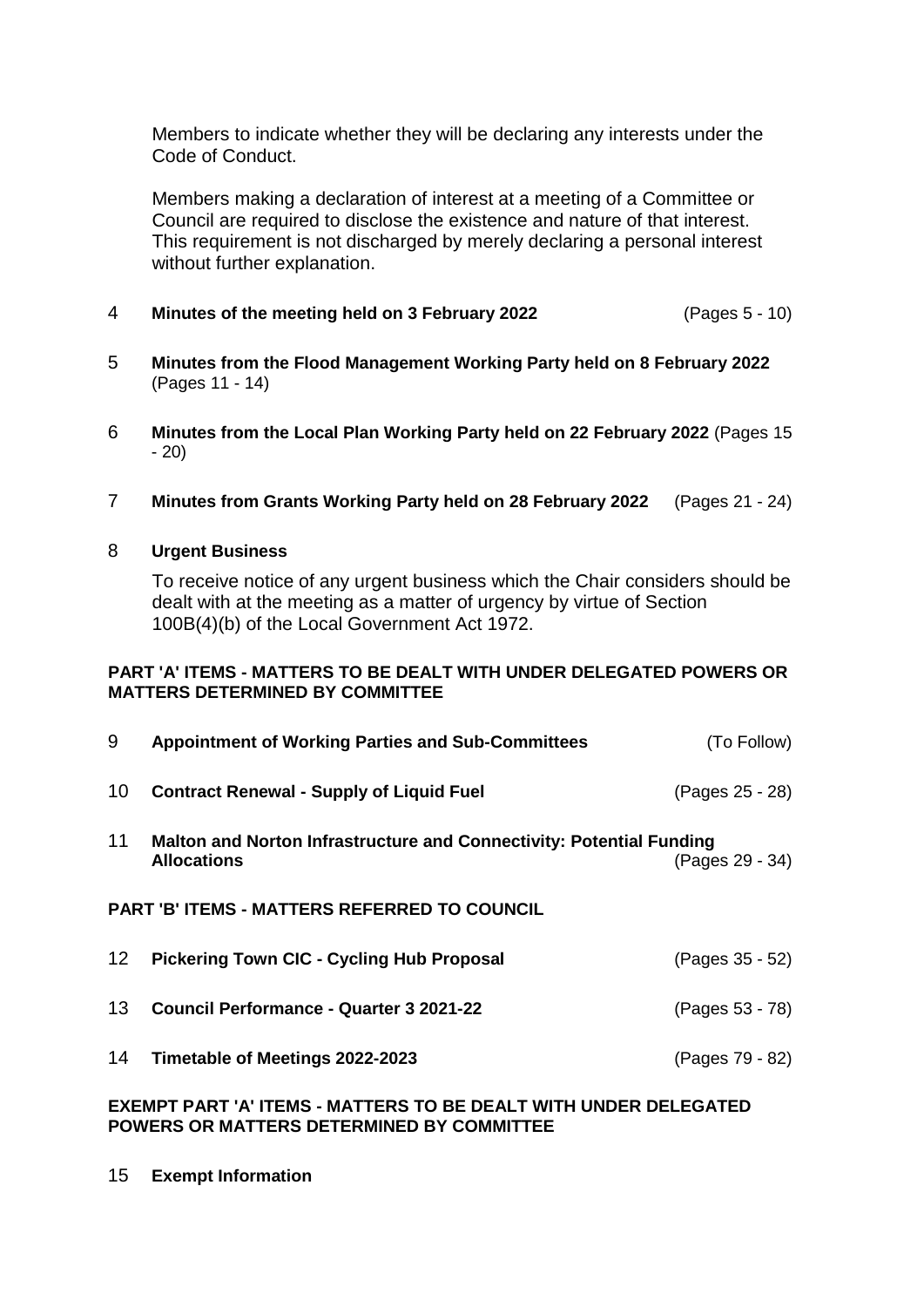Members to indicate whether they will be declaring any interests under the Code of Conduct.

Members making a declaration of interest at a meeting of a Committee or Council are required to disclose the existence and nature of that interest. This requirement is not discharged by merely declaring a personal interest without further explanation.

4 **Minutes of the meeting held on 3 February 2022** (Pages 5 - 10)

5 **Minutes from the Flood Management Working Party held on 8 February 2022** (Pages 11 - 14)

6 **Minutes from the Local Plan Working Party held on 22 February 2022** (Pages 15 - 20)

7 **Minutes from Grants Working Party held on 28 February 2022** (Pages 21 - 24)

8 **Urgent Business**

To receive notice of any urgent business which the Chair considers should be dealt with at the meeting as a matter of urgency by virtue of Section 100B(4)(b) of the Local Government Act 1972.

**PART 'A' ITEMS - MATTERS TO BE DEALT WITH UNDER DELEGATED POWERS OR MATTERS DETERMINED BY COMMITTEE**

9 **Appointment of Working Parties and Sub-Committees** (To Follow)

10 **Contract Renewal - Supply of Liquid Fuel** (Pages 25 - 28)

11 **Malton and Norton Infrastructure and Connectivity: Potential Funding Allocations** (Pages 29 - 34)

**PART 'B' ITEMS - MATTERS REFERRED TO COUNCIL**

12 **Pickering Town CIC - Cycling Hub Proposal** (Pages 35 - 52)

13 **Council Performance - Quarter 3 2021-22** (Pages 53 - 78)

14 **Timetable of Meetings 2022-2023** (Pages 79 - 82)

**EXEMPT PART 'A' ITEMS - MATTERS TO BE DEALT WITH UNDER DELEGATED POWERS OR MATTERS DETERMINED BY COMMITTEE**

15 **Exempt Information**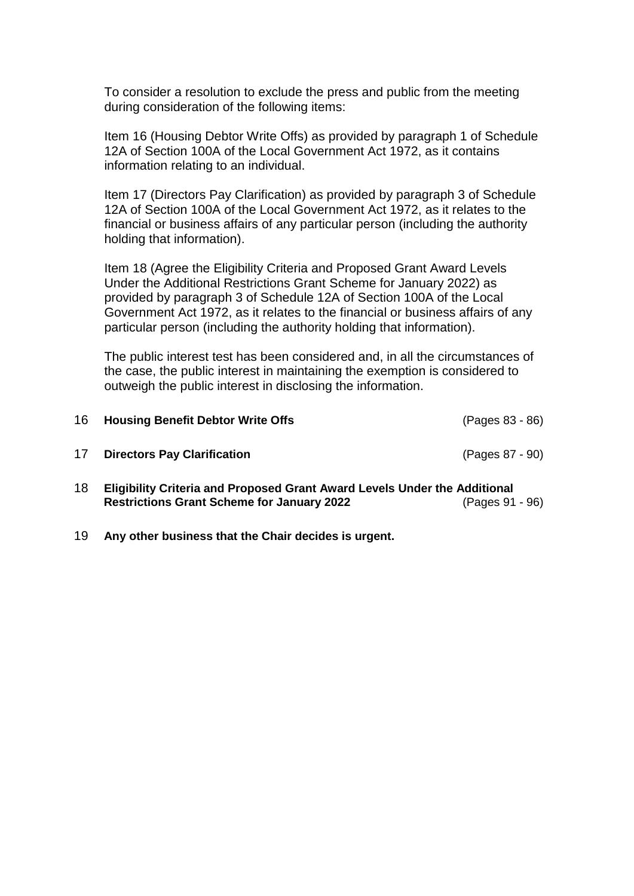To consider a resolution to exclude the press and public from the meeting during consideration of the following items:

Item 16 (Housing Debtor Write Offs) as provided by paragraph 1 of Schedule 12A of Section 100A of the Local Government Act 1972, as it contains information relating to an individual.

Item 17 (Directors Pay Clarification) as provided by paragraph 3 of Schedule 12A of Section 100A of the Local Government Act 1972, as it relates to the financial or business affairs of any particular person (including the authority holding that information).

Item 18 (Agree the Eligibility Criteria and Proposed Grant Award Levels Under the Additional Restrictions Grant Scheme for January 2022) as provided by paragraph 3 of Schedule 12A of Section 100A of the Local Government Act 1972, as it relates to the financial or business affairs of any particular person (including the authority holding that information).

The public interest test has been considered and, in all the circumstances of the case, the public interest in maintaining the exemption is considered to outweigh the public interest in disclosing the information.

16 **Housing Benefit Debtor Write Offs** (Pages 83 - 86)

17 **Directors Pay Clarification** (Pages 87 - 90)

18 **Eligibility Criteria and Proposed Grant Award Levels Under the Additional Restrictions Grant Scheme for January 2022** (Pages 91 - 96)

19 **Any other business that the Chair decides is urgent.**